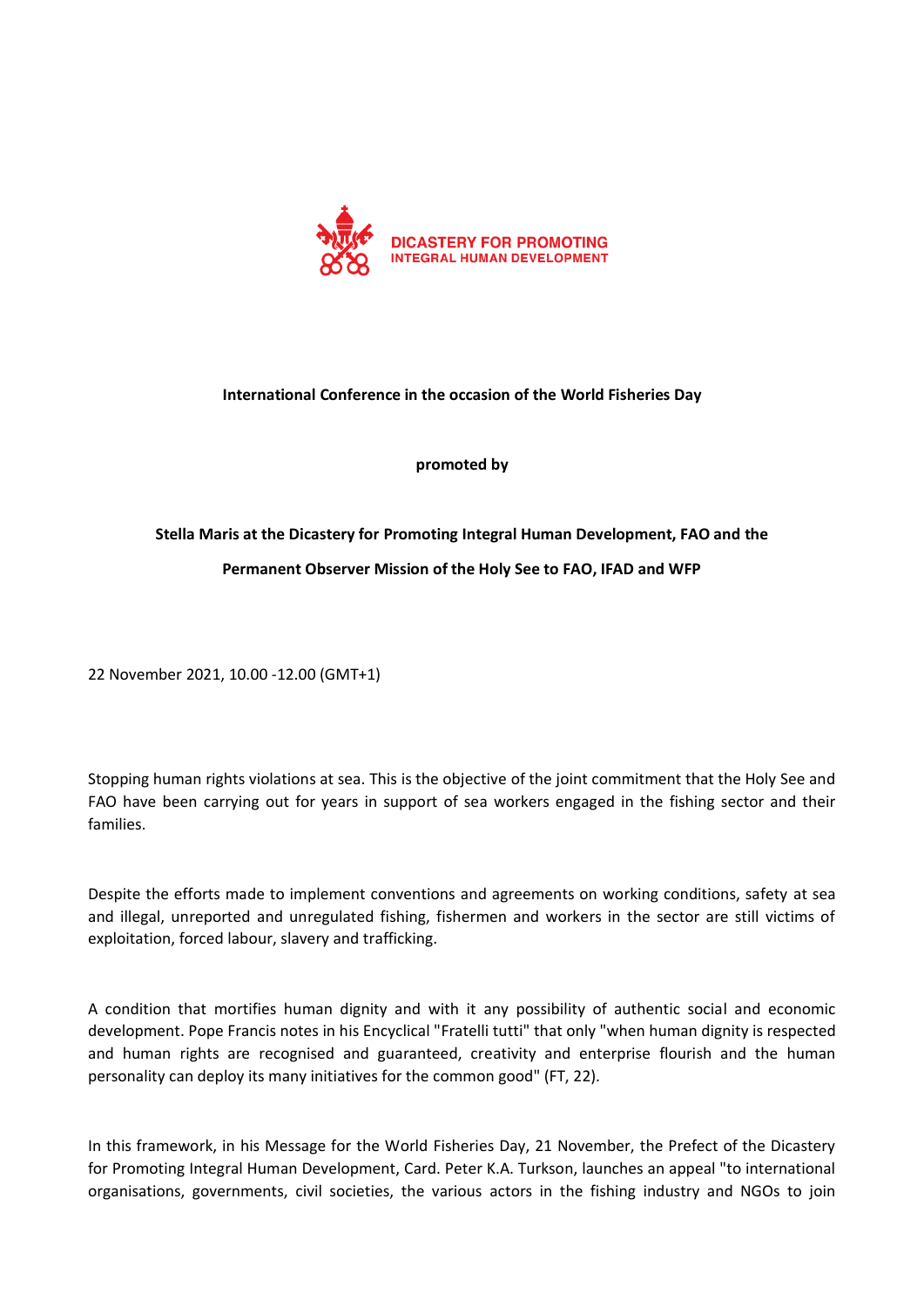**DICASTERY FOR PROMOTING INTEGRAL HUMAN DEVELOPMENT**

**International Conference in the occasion of the World Fisheries Day**

**promoted by**

**Stella Maris at the Dicastery for Promoting Integral Human Development, FAO and the Permanent Observer Mission of the Holy See to FAO, IFAD and WFP**

22 November 2021, 10.00 -12.00 (GMT+1)

Stopping human rights violations at sea. This is the objective of the joint commitment that the Holy See and FAO have been carrying out for years in support of sea workers engaged in the fishing sector and their families.

Despite the efforts made to implement conventions and agreements on working conditions, safety at sea and illegal, unreported and unregulated fishing, fishermen and workers in the sector are still victims of exploitation, forced labour, slavery and trafficking.

A condition that mortifies human dignity and with it any possibility of authentic social and economic development. Pope Francis notes in his Encyclical "Fratelli tutti" that only "when human dignity is respected and human rights are recognised and guaranteed, creativity and enterprise flourish and the human personality can deploy its many initiatives for the common good" (FT, 22).

In this framework, in his Message for the World Fisheries Day, 21 November, the Prefect of the Dicastery for Promoting Integral Human Development, Card. Peter K.A. Turkson, launches an appeal "to international organisations, governments, civil societies, the various actors in the fishing industry and NGOs to join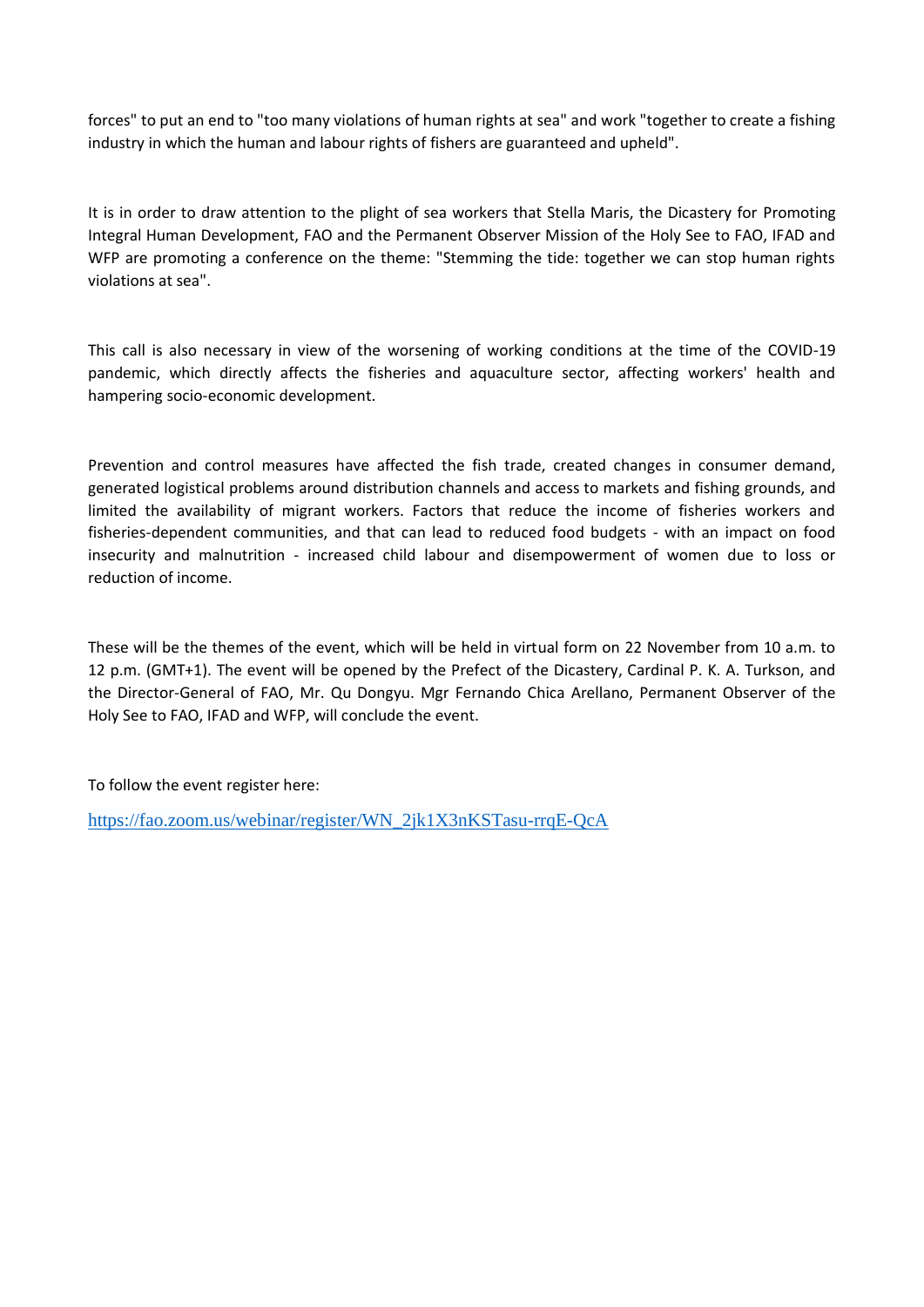forces" to put an end to "too many violations of human rights at sea" and work "together to create a fishing industry in which the human and labour rights of fishers are guaranteed and upheld".

It is in order to draw attention to the plight of sea workers that Stella Maris, the Dicastery for Promoting Integral Human Development, FAO and the Permanent Observer Mission of the Holy See to FAO, IFAD and WFP are promoting a conference on the theme: "Stemming the tide: together we can stop human rights violations at sea".

This call is also necessary in view of the worsening of working conditions at the time of the COVID-19 pandemic, which directly affects the fisheries and aquaculture sector, affecting workers' health and hampering socio-economic development.

Prevention and control measures have affected the fish trade, created changes in consumer demand, generated logistical problems around distribution channels and access to markets and fishing grounds, and limited the availability of migrant workers. Factors that reduce the income of fisheries workers and fisheries-dependent communities, and that can lead to reduced food budgets - with an impact on food insecurity and malnutrition - increased child labour and disempowerment of women due to loss or reduction of income.

These will be the themes of the event, which will be held in virtual form on 22 November from 10 a.m. to 12 p.m. (GMT+1). The event will be opened by the Prefect of the Dicastery, Cardinal P. K. A. Turkson, and the Director-General of FAO, Mr. Qu Dongyu. Mgr Fernando Chica Arellano, Permanent Observer of the Holy See to FAO, IFAD and WFP, will conclude the event.

To follow the event register here:

https://fao.zoom.us/webinar/register/WN_2jk1X3nKSTasu-rrqE-QcA